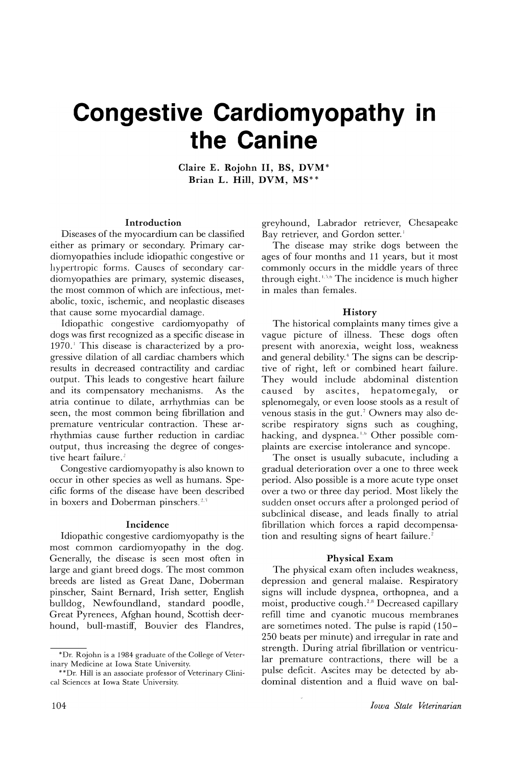# Congestive Cardiomyopathy in the Canine

Claire E. Rojohn II, BS, DVM*
Brian L. Hill, DVM, MS**

## Introduction

Diseases of the myocardium can be classified either as primary or secondary. Primary cardiomyopathies include idiopathic congestive or hypertropic forms. Causes of secondary cardiomyopathies are primary, systemic diseases, the most common of which are infectious, metabolic, toxic, ischemic, and neoplastic diseases that cause some myocardial damage.

Idiopathic congestive cardiomyopathy of dogs was first recognized as a specific disease in 1970.[1] This disease is characterized by a progressive dilation of all cardiac chambers which results in decreased contractility and cardiac output. This leads to congestive heart failure and its compensatory mechanisms. As the atria continue to dilate, arrhythmias can be seen, the most common being fibrillation and premature ventricular contraction. These arrhythmias cause further reduction in cardiac output, thus increasing the degree of congestive heart failure.[2]

Congestive cardiomyopathy is also known to occur in other species as well as humans. Specific forms of the disease have been described in boxers and Doberman pinschers.[2,3]

## Incidence

Idiopathic congestive cardiomyopathy is the most common cardiomyopathy in the dog. Generally, the disease is seen most often in large and giant breed dogs. The most common breeds are listed as Great Dane, Doberman pinscher, Saint Bernard, Irish setter, English bulldog, Newfoundland, standard poodle, Great Pyrenees, Afghan hound, Scottish deerhound, bull-mastiff, Bouvier des Flandres, greyhound, Labrador retriever, Chesapeake Bay retriever, and Gordon setter.[1]

The disease may strike dogs between the ages of four months and 11 years, but it most commonly occurs in the middle years of three through eight.[1,5,6] The incidence is much higher in males than females.

## History

The historical complaints many times give a vague picture of illness. These dogs often present with anorexia, weight loss, weakness and general debility.[4] The signs can be descriptive of right, left or combined heart failure. They would include abdominal distention caused by ascites, hepatomegaly, or splenomegaly, or even loose stools as a result of venous stasis in the gut.[7] Owners may also describe respiratory signs such as coughing, hacking, and dyspnea.[1,6] Other possible complaints are exercise intolerance and syncope.

The onset is usually subacute, including a gradual deterioration over a one to three week period. Also possible is a more acute type onset over a two or three day period. Most likely the sudden onset occurs after a prolonged period of subclinical disease, and leads finally to atrial fibrillation which forces a rapid decompensation and resulting signs of heart failure.[2]

## Physical Exam

The physical exam often includes weakness, depression and general malaise. Respiratory signs will include dyspnea, orthopnea, and a moist, productive cough.[2,8] Decreased capillary refill time and cyanotic mucous membranes are sometimes noted. The pulse is rapid (150–250 beats per minute) and irregular in rate and strength. During atrial fibrillation or ventricular premature contractions, there will be a pulse deficit. Ascites may be detected by abdominal distention and a fluid wave on bal-

---

*Dr. Rojohn is a 1984 graduate of the College of Veterinary Medicine at Iowa State University.

**Dr. Hill is an associate professor of Veterinary Clinical Sciences at Iowa State University.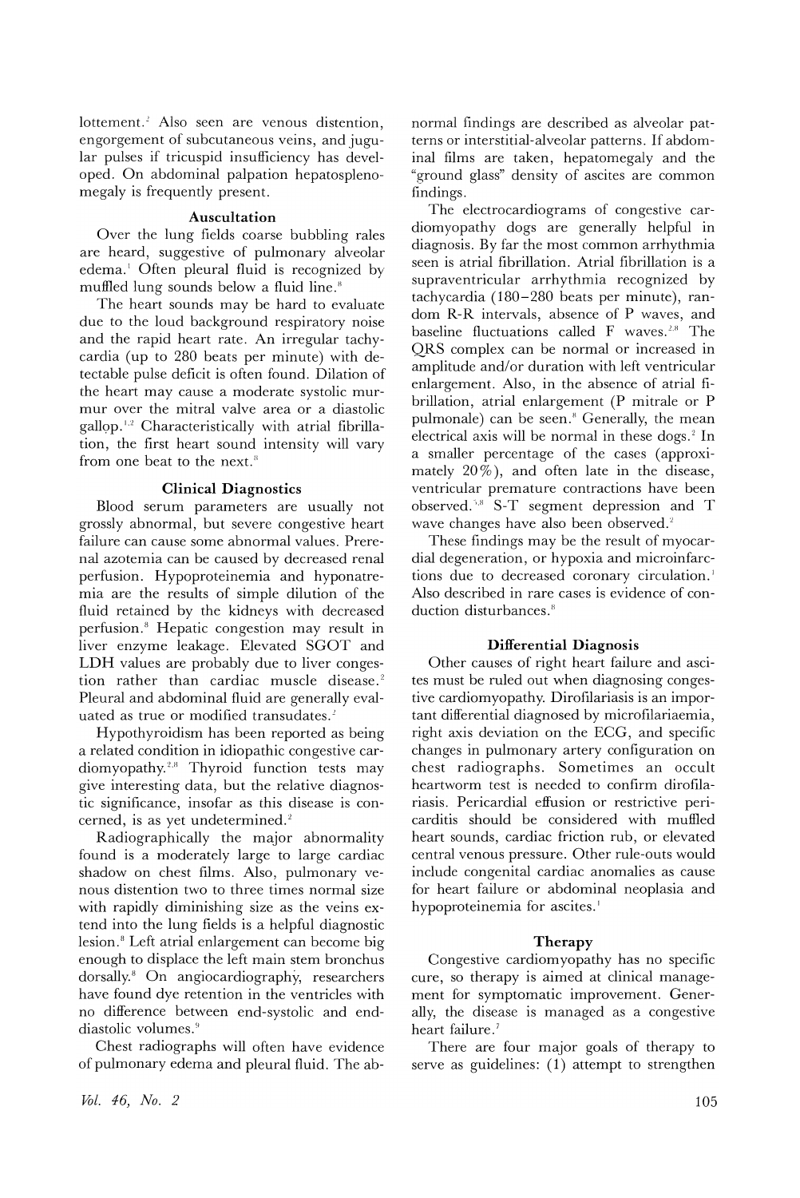lottement.[2] Also seen are venous distention, engorgement of subcutaneous veins, and jugular pulses if tricuspid insufficiency has developed. On abdominal palpation hepatosplenomegaly is frequently present.

### Auscultation

Over the lung fields coarse bubbling rales are heard, suggestive of pulmonary alveolar edema.[1] Often pleural fluid is recognized by muffled lung sounds below a fluid line.[8]

The heart sounds may be hard to evaluate due to the loud background respiratory noise and the rapid heart rate. An irregular tachycardia (up to 280 beats per minute) with detectable pulse deficit is often found. Dilation of the heart may cause a moderate systolic murmur over the mitral valve area or a diastolic gallop.[1,2] Characteristically with atrial fibrillation, the first heart sound intensity will vary from one beat to the next.[8]

### Clinical Diagnostics

Blood serum parameters are usually not grossly abnormal, but severe congestive heart failure can cause some abnormal values. Prerenal azotemia can be caused by decreased renal perfusion. Hypoproteinemia and hyponatremia are the results of simple dilution of the fluid retained by the kidneys with decreased perfusion.[8] Hepatic congestion may result in liver enzyme leakage. Elevated SGOT and LDH values are probably due to liver congestion rather than cardiac muscle disease.[2] Pleural and abdominal fluid are generally evaluated as true or modified transudates.[2]

Hypothyroidism has been reported as being a related condition in idiopathic congestive cardiomyopathy.[2,8] Thyroid function tests may give interesting data, but the relative diagnostic significance, insofar as this disease is concerned, is as yet undetermined.[2]

Radiographically the major abnormality found is a moderately large to large cardiac shadow on chest films. Also, pulmonary venous distention two to three times normal size with rapidly diminishing size as the veins extend into the lung fields is a helpful diagnostic lesion.[8] Left atrial enlargement can become big enough to displace the left main stem bronchus dorsally.[8] On angiocardiography, researchers have found dye retention in the ventricles with no difference between end-systolic and end-diastolic volumes.[9]

Chest radiographs will often have evidence of pulmonary edema and pleural fluid. The abnormal findings are described as alveolar patterns or interstitial-alveolar patterns. If abdominal films are taken, hepatomegaly and the "ground glass" density of ascites are common findings.

The electrocardiograms of congestive cardiomyopathy dogs are generally helpful in diagnosis. By far the most common arrhythmia seen is atrial fibrillation. Atrial fibrillation is a supraventricular arrhythmia recognized by tachycardia (180–280 beats per minute), random R-R intervals, absence of P waves, and baseline fluctuations called F waves.[2,8] The QRS complex can be normal or increased in amplitude and/or duration with left ventricular enlargement. Also, in the absence of atrial fibrillation, atrial enlargement (P mitrale or P pulmonale) can be seen.[8] Generally, the mean electrical axis will be normal in these dogs.[2] In a smaller percentage of the cases (approximately 20%), and often late in the disease, ventricular premature contractions have been observed.[1,8] S-T segment depression and T wave changes have also been observed.[2]

These findings may be the result of myocardial degeneration, or hypoxia and microinfarctions due to decreased coronary circulation.[1] Also described in rare cases is evidence of conduction disturbances.[8]

### Differential Diagnosis

Other causes of right heart failure and ascites must be ruled out when diagnosing congestive cardiomyopathy. Dirofilariasis is an important differential diagnosed by microfilariaemia, right axis deviation on the ECG, and specific changes in pulmonary artery configuration on chest radiographs. Sometimes an occult heartworm test is needed to confirm dirofilariasis. Pericardial effusion or restrictive pericarditis should be considered with muffled heart sounds, cardiac friction rub, or elevated central venous pressure. Other rule-outs would include congenital cardiac anomalies as cause for heart failure or abdominal neoplasia and hypoproteinemia for ascites.[1]

### Therapy

Congestive cardiomyopathy has no specific cure, so therapy is aimed at clinical management for symptomatic improvement. Generally, the disease is managed as a congestive heart failure.[7]

There are four major goals of therapy to serve as guidelines: (1) attempt to strengthen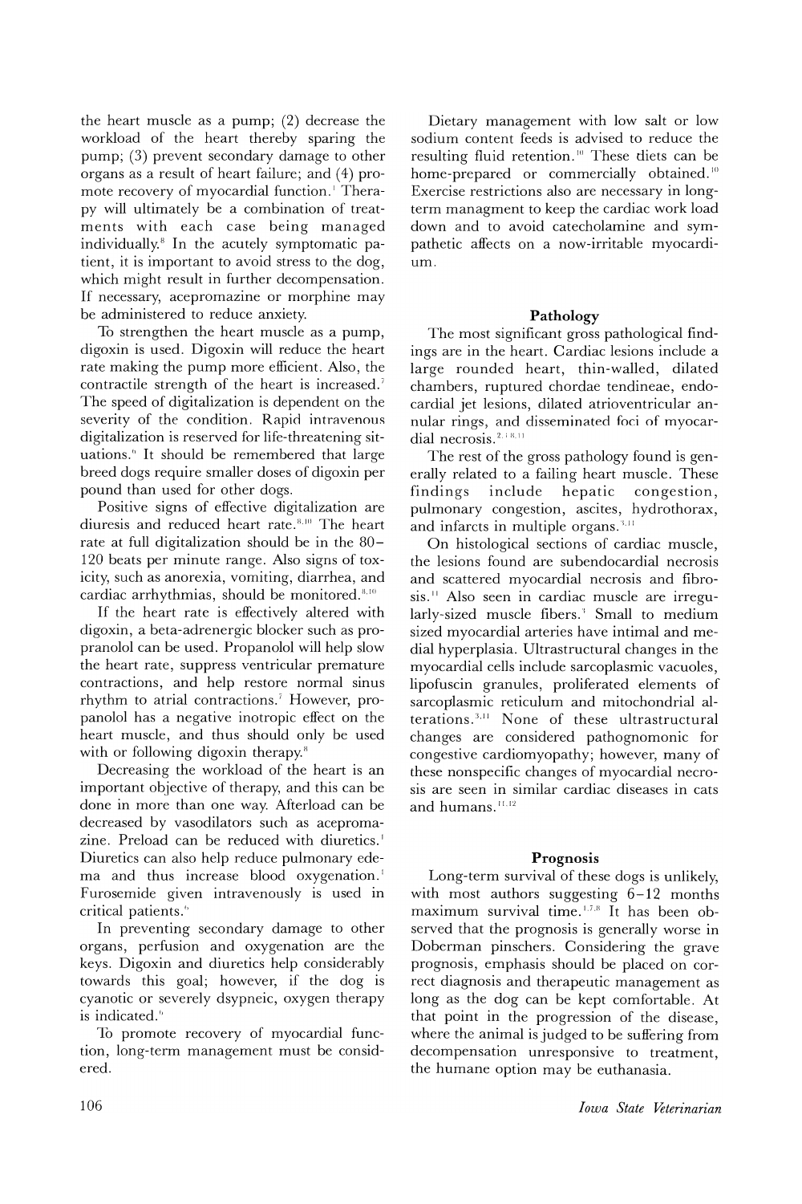the heart muscle as a pump; (2) decrease the workload of the heart thereby sparing the pump; (3) prevent secondary damage to other organs as a result of heart failure; and (4) promote recovery of myocardial function.[1] Therapy will ultimately be a combination of treatments with each case being managed individually.[8] In the acutely symptomatic patient, it is important to avoid stress to the dog, which might result in further decompensation. If necessary, acepromazine or morphine may be administered to reduce anxiety.

To strengthen the heart muscle as a pump, digoxin is used. Digoxin will reduce the heart rate making the pump more efficient. Also, the contractile strength of the heart is increased.[7] The speed of digitalization is dependent on the severity of the condition. Rapid intravenous digitalization is reserved for life-threatening situations.[6] It should be remembered that large breed dogs require smaller doses of digoxin per pound than used for other dogs.

Positive signs of effective digitalization are diuresis and reduced heart rate.[8,10] The heart rate at full digitalization should be in the 80–120 beats per minute range. Also signs of toxicity, such as anorexia, vomiting, diarrhea, and cardiac arrhythmias, should be monitored.[8,10]

If the heart rate is effectively altered with digoxin, a beta-adrenergic blocker such as propranolol can be used. Propanolol will help slow the heart rate, suppress ventricular premature contractions, and help restore normal sinus rhythm to atrial contractions.[7] However, propanolol has a negative inotropic effect on the heart muscle, and thus should only be used with or following digoxin therapy.[8]

Decreasing the workload of the heart is an important objective of therapy, and this can be done in more than one way. Afterload can be decreased by vasodilators such as acepromazine. Preload can be reduced with diuretics.[1] Diuretics can also help reduce pulmonary edema and thus increase blood oxygenation.[1] Furosemide given intravenously is used in critical patients.[6]

In preventing secondary damage to other organs, perfusion and oxygenation are the keys. Digoxin and diuretics help considerably towards this goal; however, if the dog is cyanotic or severely dsypneic, oxygen therapy is indicated.[6]

To promote recovery of myocardial function, long-term management must be considered.

Dietary management with low salt or low sodium content feeds is advised to reduce the resulting fluid retention.[10] These diets can be home-prepared or commercially obtained.[10] Exercise restrictions also are necessary in long-term managment to keep the cardiac work load down and to avoid catecholamine and sympathetic affects on a now-irritable myocardium.

## Pathology

The most significant gross pathological findings are in the heart. Cardiac lesions include a large rounded heart, thin-walled, dilated chambers, ruptured chordae tendineae, endocardial jet lesions, dilated atrioventricular annular rings, and disseminated foci of myocardial necrosis.[2,3,8,11]

The rest of the gross pathology found is generally related to a failing heart muscle. These findings include hepatic congestion, pulmonary congestion, ascites, hydrothorax, and infarcts in multiple organs.[3,11]

On histological sections of cardiac muscle, the lesions found are subendocardial necrosis and scattered myocardial necrosis and fibrosis.[11] Also seen in cardiac muscle are irregularly-sized muscle fibers.[3] Small to medium sized myocardial arteries have intimal and medial hyperplasia. Ultrastructural changes in the myocardial cells include sarcoplasmic vacuoles, lipofuscin granules, proliferated elements of sarcoplasmic reticulum and mitochondrial alterations.[3,11] None of these ultrastructural changes are considered pathognomonic for congestive cardiomyopathy; however, many of these nonspecific changes of myocardial necrosis are seen in similar cardiac diseases in cats and humans.[11,12]

## Prognosis

Long-term survival of these dogs is unlikely, with most authors suggesting 6–12 months maximum survival time.[1,7,8] It has been observed that the prognosis is generally worse in Doberman pinschers. Considering the grave prognosis, emphasis should be placed on correct diagnosis and therapeutic management as long as the dog can be kept comfortable. At that point in the progression of the disease, where the animal is judged to be suffering from decompensation unresponsive to treatment, the humane option may be euthanasia.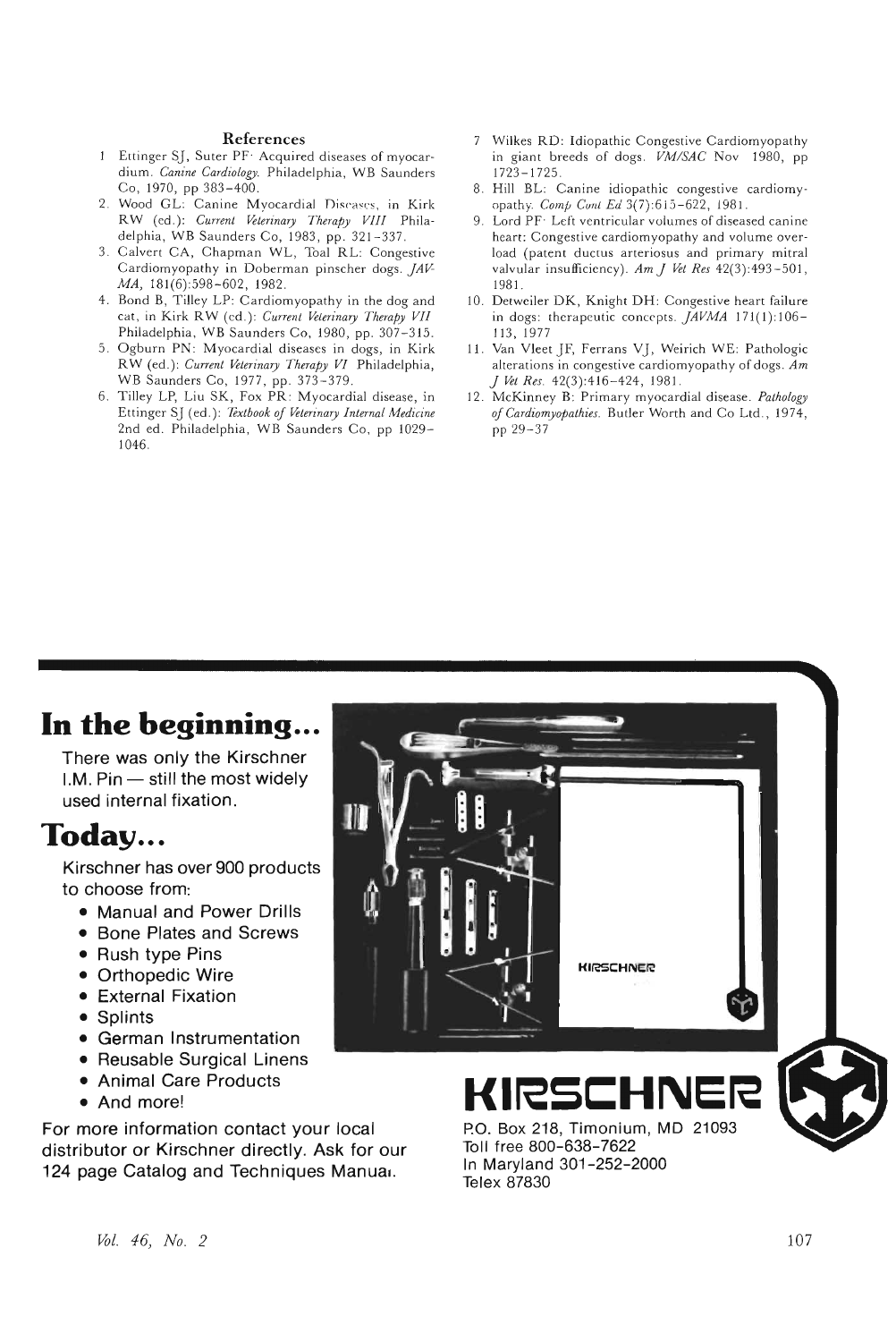## References

1. Ettinger SJ, Suter PF: Acquired diseases of myocardium. *Canine Cardiology*. Philadelphia, WB Saunders Co, 1970, pp 383–400.
2. Wood GL: Canine Myocardial Diseases, in Kirk RW (ed.): *Current Veterinary Therapy VIII* Philadelphia, WB Saunders Co, 1983, pp. 321–337.
3. Calvert CA, Chapman WL, Toal RL: Congestive Cardiomyopathy in Doberman pinscher dogs. *JAVMA*, 181(6):598–602, 1982.
4. Bond B, Tilley LP: Cardiomyopathy in the dog and cat, in Kirk RW (ed.): *Current Veterinary Therapy VII* Philadelphia, WB Saunders Co, 1980, pp. 307–315.
5. Ogburn PN: Myocardial diseases in dogs, in Kirk RW (ed.): *Current Veterinary Therapy VI* Philadelphia, WB Saunders Co, 1977, pp. 373–379.
6. Tilley LP, Liu SK, Fox PR: Myocardial disease, in Ettinger SJ (ed.): *Textbook of Veterinary Internal Medicine* 2nd ed. Philadelphia, WB Saunders Co, pp 1029–1046.
7. Wilkes RD: Idiopathic Congestive Cardiomyopathy in giant breeds of dogs. *VM/SAC* Nov 1980, pp 1723–1725.
8. Hill BL: Canine idiopathic congestive cardiomyopathy. *Comp Cont Ed* 3(7):615–622, 1981.
9. Lord PF: Left ventricular volumes of diseased canine heart: Congestive cardiomyopathy and volume overload (patent ductus arteriosus and primary mitral valvular insufficiency). *Am J Vet Res* 42(3):493–501, 1981.
10. Detweiler DK, Knight DH: Congestive heart failure in dogs: therapeutic concepts. *JAVMA* 171(1):106–113, 1977
11. Van Vleet JF, Ferrans VJ, Weirich WE: Pathologic alterations in congestive cardiomyopathy of dogs. *Am J Vet Res.* 42(3):416–424, 1981.
12. McKinney B: Primary myocardial disease. *Pathology of Cardiomyopathies*. Butler Worth and Co Ltd., 1974, pp 29–37

# In the beginning...

There was only the Kirschner I.M. Pin — still the most widely used internal fixation.

# Today...

Kirschner has over 900 products to choose from:

- Manual and Power Drills
- Bone Plates and Screws
- Rush type Pins
- Orthopedic Wire
- External Fixation
- Splints
- German Instrumentation
- Reusable Surgical Linens
- Animal Care Products
- And more!

For more information contact your local distributor or Kirschner directly. Ask for our 124 page Catalog and Techniques Manual.

**KIRSCHNER**

P.O. Box 218, Timonium, MD 21093
Toll free 800-638-7622
In Maryland 301-252-2000
Telex 87830